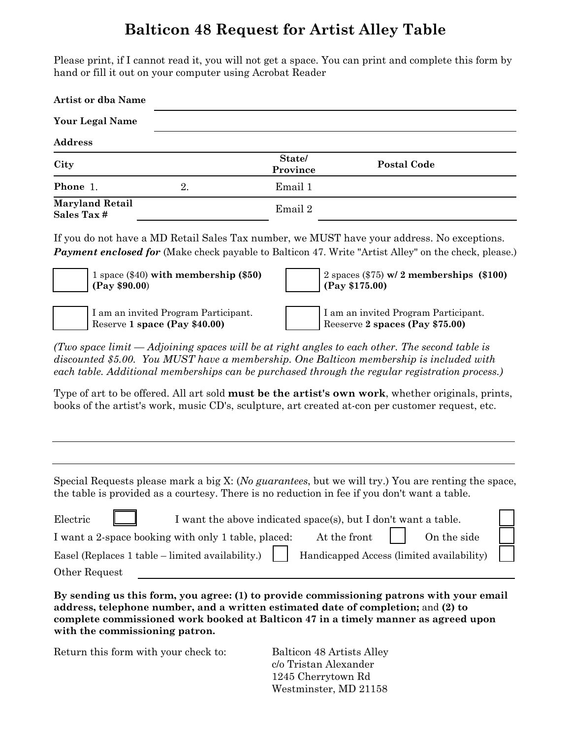# Balticon 48 Request for Artist Alley Table

Please print, if I cannot read it, you will not get a space. You can print and complete this form by hand or fill it out on your computer using Acrobat Reader

**Artist or dba Name** \_\_\_\_\_\_\_\_\_\_\_\_\_\_\_\_\_\_\_\_\_\_\_\_\_\_\_\_\_\_

**Your Legal Name** \_\_\_\_\_\_\_\_\_\_\_\_\_\_\_\_\_\_\_\_\_\_\_\_\_\_\_\_\_\_

**Address** \_\_\_\_\_\_\_\_\_\_\_\_\_\_\_\_\_\_\_\_\_\_\_\_\_\_\_\_\_\_

**City** \_\_\_\_\_\_\_\_\_\_ **State/ Province** \_\_\_\_\_\_\_\_\_\_ **Postal Code** \_\_\_\_\_\_\_\_\_\_

**Phone** 1. \_\_\_\_\_\_\_\_\_\_ 2. \_\_\_\_\_\_\_\_\_\_ Email 1 \_\_\_\_\_\_\_\_\_\_

**Maryland Retail Sales Tax #** \_\_\_\_\_\_\_\_\_\_ Email 2 \_\_\_\_\_\_\_\_\_\_

If you do not have a MD Retail Sales Tax number, we MUST have your address. No exceptions.
***Payment enclosed for*** (Make check payable to Balticon 47. Write "Artist Alley" on the check, please.)

- [ ] 1 space ($40) **with membership ($50) (Pay $90.00)**
- [ ] 2 spaces ($75) **w/ 2 memberships ($100) (Pay $175.00)**
- [ ] I am an invited Program Participant. Reserve **1 space (Pay $40.00)**
- [ ] I am an invited Program Participant. Reeserve **2 spaces (Pay $75.00)**

*(Two space limit — Adjoining spaces will be at right angles to each other. The second table is discounted $5.00. You MUST have a membership. One Balticon membership is included with each table. Additional memberships can be purchased through the regular registration process.)*

Type of art to be offered. All art sold **must be the artist's own work**, whether originals, prints, books of the artist's work, music CD's, sculpture, art created at-con per customer request, etc.

\_\_\_\_\_\_\_\_\_\_\_\_\_\_\_\_\_\_\_\_\_\_\_\_\_\_\_\_\_\_

\_\_\_\_\_\_\_\_\_\_\_\_\_\_\_\_\_\_\_\_\_\_\_\_\_\_\_\_\_\_

Special Requests please mark a big X: (*No guarantees*, but we will try.) You are renting the space, the table is provided as a courtesy. There is no reduction in fee if you don't want a table.

- [ ] Electric
- [ ] I want the above indicated space(s), but I don't want a table.
- I want a 2-space booking with only 1 table, placed: [ ] At the front [ ] On the side
- [ ] Easel (Replaces 1 table – limited availability.)
- [ ] Handicapped Access (limited availability)

Other Request \_\_\_\_\_\_\_\_\_\_\_\_\_\_\_\_\_\_\_\_\_\_\_\_\_\_\_\_\_\_

**By sending us this form, you agree: (1) to provide commissioning patrons with your email address, telephone number, and a written estimated date of completion;** and **(2) to complete commissioned work booked at Balticon 47 in a timely manner as agreed upon with the commissioning patron.**

Return this form with your check to:

Balticon 48 Artists Alley
c/o Tristan Alexander
1245 Cherrytown Rd
Westminster, MD 21158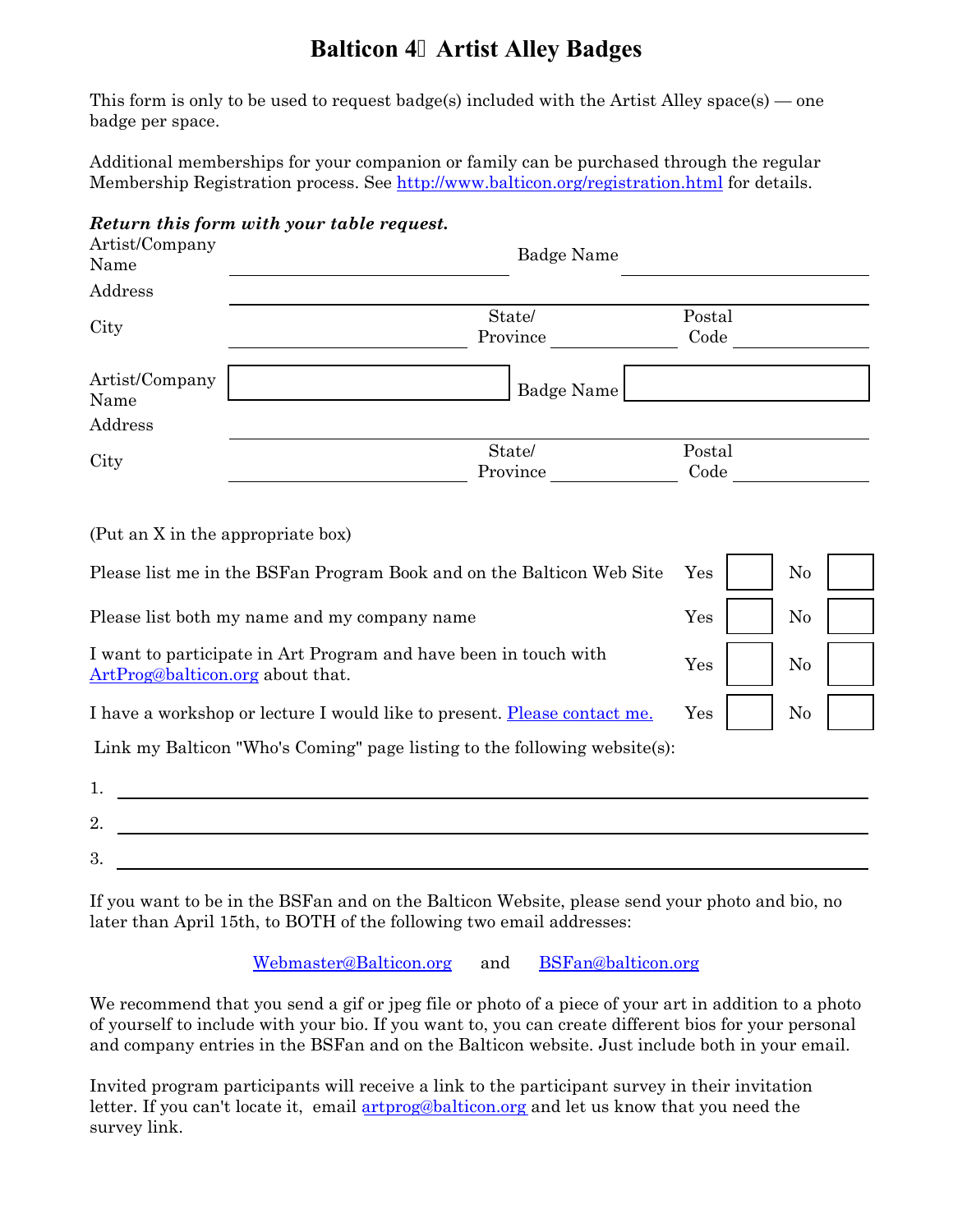# Balticon 4 Artist Alley Badges

This form is only to be used to request badge(s) included with the Artist Alley space(s) — one badge per space.

Additional memberships for your companion or family can be purchased through the regular Membership Registration process. See http://www.balticon.org/registration.html for details.

***Return this form with your table request.***

Artist/Company Name ______________________ Badge Name ______________________

Address ______________________________________________

City ______________ State/Province ____________ Postal Code ____________

Artist/Company Name ______________________ Badge Name ______________________

Address ______________________________________________

City ______________ State/Province ____________ Postal Code ____________

(Put an X in the appropriate box)

| | | | | |
|---|---|---|---|---|
| Please list me in the BSFan Program Book and on the Balticon Web Site | Yes | ☐ | No | ☐ |
| Please list both my name and my company name | Yes | ☐ | No | ☐ |
| I want to participate in Art Program and have been in touch with ArtProg@balticon.org about that. | Yes | ☐ | No | ☐ |
| I have a workshop or lecture I would like to present. Please contact me. | Yes | ☐ | No | ☐ |

Link my Balticon "Who's Coming" page listing to the following website(s):

1. ______________________________________________
2. ______________________________________________
3. ______________________________________________

If you want to be in the BSFan and on the Balticon Website, please send your photo and bio, no later than April 15th, to BOTH of the following two email addresses:

Webmaster@Balticon.org and BSFan@balticon.org

We recommend that you send a gif or jpeg file or photo of a piece of your art in addition to a photo of yourself to include with your bio. If you want to, you can create different bios for your personal and company entries in the BSFan and on the Balticon website. Just include both in your email.

Invited program participants will receive a link to the participant survey in their invitation letter. If you can't locate it, email artprog@balticon.org and let us know that you need the survey link.